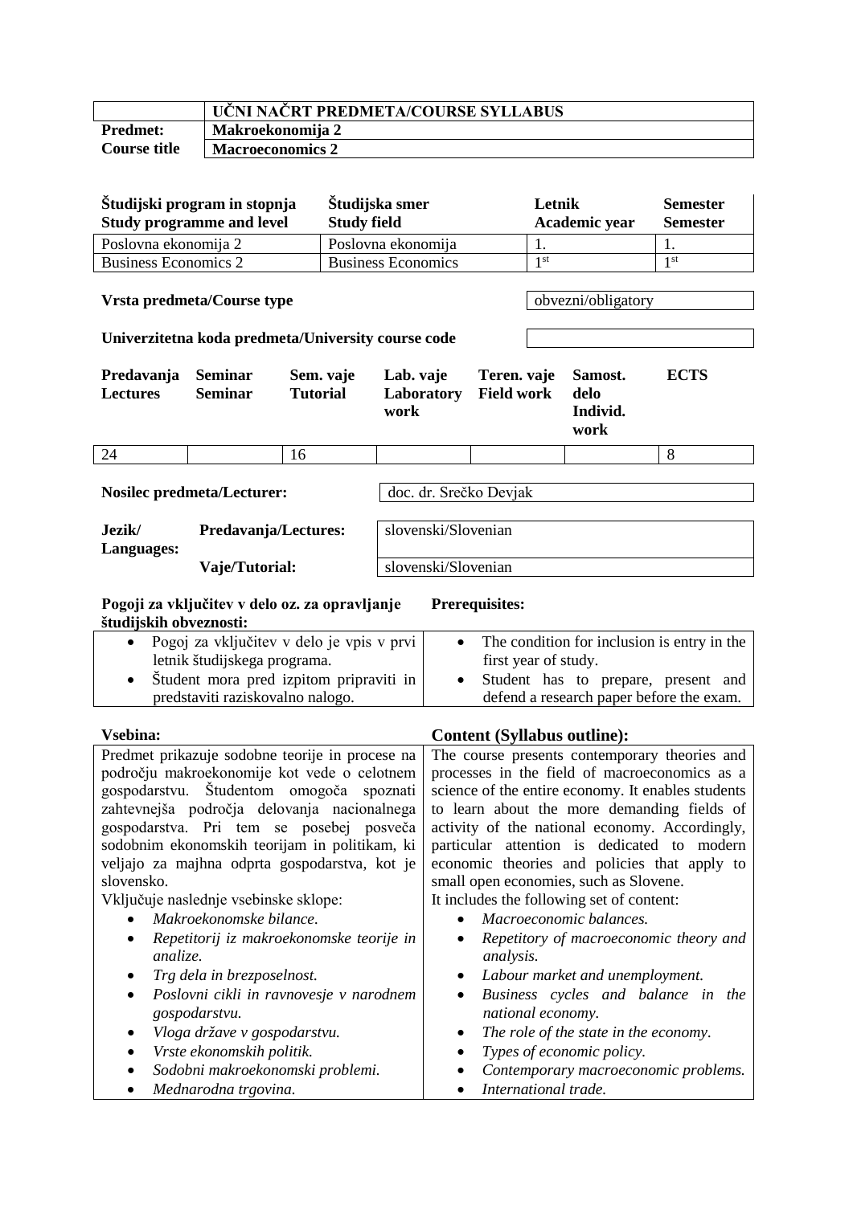| | UČNI NAČRT PREDMETA/COURSE SYLLABUS |
|---|---|
| **Predmet:** | **Makroekonomija 2** |
| **Course title** | **Macroeconomics 2** |

| Študijski program in stopnja Study programme and level | Študijska smer Study field | Letnik Academic year | Semester Semester |
|---|---|---|---|
| Poslovna ekonomija 2 | Poslovna ekonomija | 1. | 1. |
| Business Economics 2 | Business Economics | 1st | 1st |

**Vrsta predmeta/Course type**: obvezni/obligatory

**Univerzitetna koda predmeta/University course code**:

| Predavanja Lectures | Seminar Seminar | Sem. vaje Tutorial | Lab. vaje Laboratory work | Teren. vaje Field work | Samost. delo Individ. work | ECTS |
|---|---|---|---|---|---|---|
| 24 | | 16 | | | | 8 |

**Nosilec predmeta/Lecturer:** doc. dr. Srečko Devjak

| Jezik/ Languages: | |
|---|---|
| **Predavanja/Lectures:** | slovenski/Slovenian |
| **Vaje/Tutorial:** | slovenski/Slovenian |

| Pogoji za vključitev v delo oz. za opravljanje študijskih obveznosti: | Prerequisites: |
|---|---|
| • Pogoj za vključitev v delo je vpis v prvi letnik študijskega programa. • Študent mora pred izpitom pripraviti in predstaviti raziskovalno nalogo. | • The condition for inclusion is entry in the first year of study. • Student has to prepare, present and defend a research paper before the exam. |

| Vsebina: | Content (Syllabus outline): |
|---|---|
| Predmet prikazuje sodobne teorije in procese na področju makroekonomije kot vede o celotnem gospodarstvu. Študentom omogoča spoznati zahtevnejša področja delovanja nacionalnega gospodarstva. Pri tem se posebej posveča sodobnim ekonomskim teorijam in politikam, ki veljajo za majhna odprta gospodarstva, kot je slovensko. | The course presents contemporary theories and processes in the field of macroeconomics as a science of the entire economy. It enables students to learn about the more demanding fields of activity of the national economy. Accordingly, particular attention is dedicated to modern economic theories and policies that apply to small open economies, such as Slovene. |
| Vključuje naslednje vsebinske sklope: • *Makroekonomske bilance.* • *Repetitorij iz makroekonomske teorije in analize.* • *Trg dela in brezposelnost.* • *Poslovni cikli in ravnovesje v narodnem gospodarstvu.* • *Vloga države v gospodarstvu.* • *Vrste ekonomskih politik.* • *Sodobni makroekonomski problemi.* • *Mednarodna trgovina.* | It includes the following set of content: • *Macroeconomic balances.* • *Repetitory of macroeconomic theory and analysis.* • *Labour market and unemployment.* • *Business cycles and balance in the national economy.* • *The role of the state in the economy.* • *Types of economic policy.* • *Contemporary macroeconomic problems.* • *International trade.* |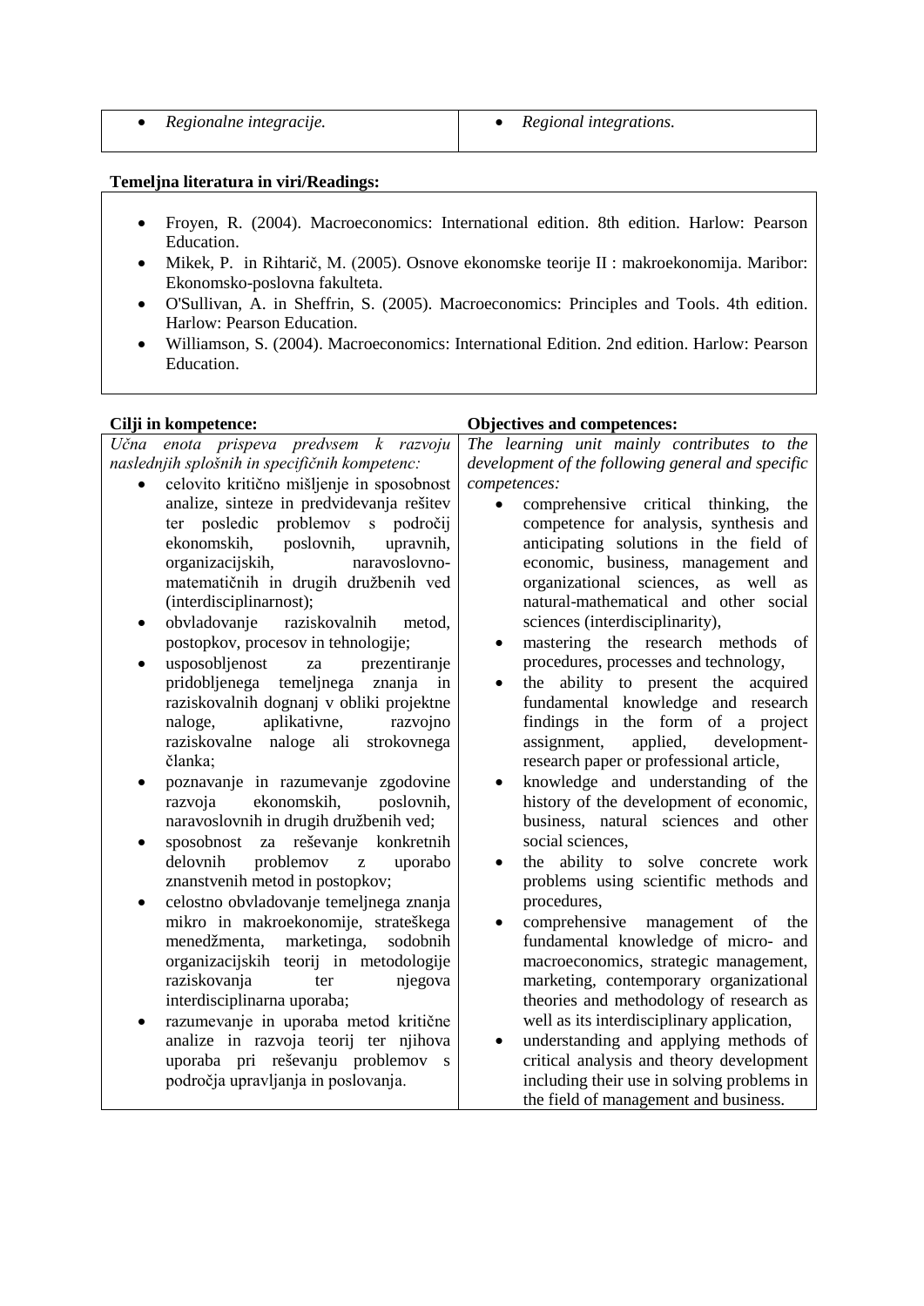| | |
|---|---|
| • *Regionalne integracije.* | • *Regional integrations.* |

**Temeljna literatura in viri/Readings:**

- Froyen, R. (2004). Macroeconomics: International edition. 8th edition. Harlow: Pearson Education.
- Mikek, P. in Rihtarič, M. (2005). Osnove ekonomske teorije II : makroekonomija. Maribor: Ekonomsko-poslovna fakulteta.
- O'Sullivan, A. in Sheffrin, S. (2005). Macroeconomics: Principles and Tools. 4th edition. Harlow: Pearson Education.
- Williamson, S. (2004). Macroeconomics: International Edition. 2nd edition. Harlow: Pearson Education.

| **Cilji in kompetence:** | **Objectives and competences:** |
|---|---|
| *Učna enota prispeva predvsem k razvoju naslednjih splošnih in specifičnih kompetenc:* <br> • celovito kritično mišljenje in sposobnost analize, sinteze in predvidevanja rešitev ter posledic problemov s področij ekonomskih, poslovnih, upravnih, organizacijskih, naravoslovno-matematičnih in drugih družbenih ved (interdisciplinarnost); <br> • obvladovanje raziskovalnih metod, postopkov, procesov in tehnologije; <br> • usposobljenost za prezentiranje pridobljenega temeljnega znanja in raziskovalnih dognanj v obliki projektne naloge, aplikativne, razvojno raziskovalne naloge ali strokovnega članka; <br> • poznavanje in razumevanje zgodovine razvoja ekonomskih, poslovnih, naravoslovnih in drugih družbenih ved; <br> • sposobnost za reševanje konkretnih delovnih problemov z uporabo znanstvenih metod in postopkov; <br> • celostno obvladovanje temeljnega znanja mikro in makroekonomije, strateškega menedžmenta, marketinga, sodobnih organizacijskih teorij in metodologije raziskovanja ter njegova interdisciplinarna uporaba; <br> • razumevanje in uporaba metod kritične analize in razvoja teorij ter njihova uporaba pri reševanju problemov s področja upravljanja in poslovanja. | *The learning unit mainly contributes to the development of the following general and specific competences:* <br> • comprehensive critical thinking, the competence for analysis, synthesis and anticipating solutions in the field of economic, business, management and organizational sciences, as well as natural-mathematical and other social sciences (interdisciplinarity), <br> • mastering the research methods of procedures, processes and technology, <br> • the ability to present the acquired fundamental knowledge and research findings in the form of a project assignment, applied, development-research paper or professional article, <br> • knowledge and understanding of the history of the development of economic, business, natural sciences and other social sciences, <br> • the ability to solve concrete work problems using scientific methods and procedures, <br> • comprehensive management of the fundamental knowledge of micro- and macroeconomics, strategic management, marketing, contemporary organizational theories and methodology of research as well as its interdisciplinary application, <br> • understanding and applying methods of critical analysis and theory development including their use in solving problems in the field of management and business. |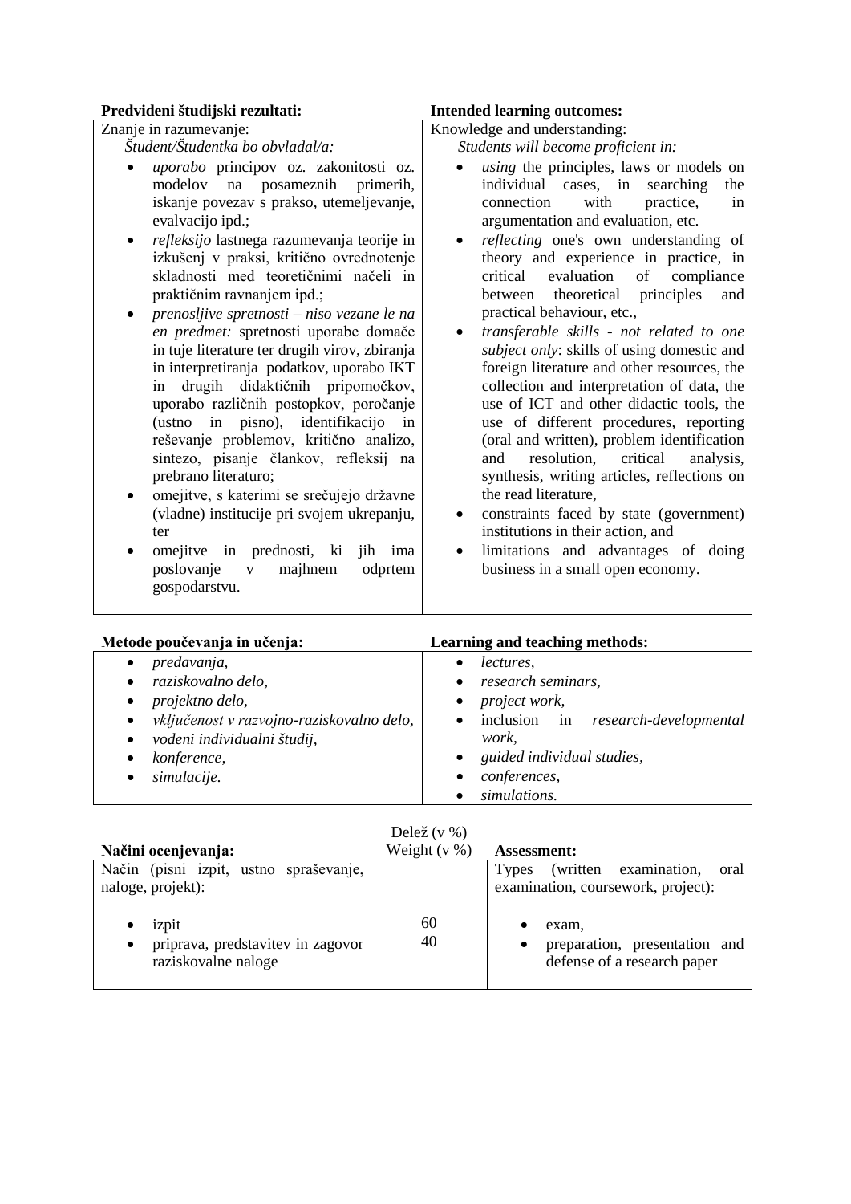| Predvideni študijski rezultati: | Intended learning outcomes: |
| --- | --- |
| Znanje in razumevanje:<br>*Študent/Študentka bo obvladal/a:*<br>• *uporabo* principov oz. zakonitosti oz. modelov na posameznih primerih, iskanje povezav s prakso, utemeljevanje, evalvacijo ipd.;<br>• *refleksijo* lastnega razumevanja teorije in izkušenj v praksi, kritično ovrednotenje skladnosti med teoretičnimi načeli in praktičnim ravnanjem ipd.;<br>• *prenosljive spretnosti – niso vezane le na en predmet:* spretnosti uporabe domače in tuje literature ter drugih virov, zbiranja in interpretiranja podatkov, uporabo IKT in drugih didaktičnih pripomočkov, uporabo različnih postopkov, poročanje (ustno in pisno), identifikacijo in reševanje problemov, kritično analizo, sintezo, pisanje člankov, refleksij na prebrano literaturo;<br>• omejitve, s katerimi se srečujejo državne (vladne) institucije pri svojem ukrepanju, ter<br>• omejitve in prednosti, ki jih ima poslovanje v majhnem odprtem gospodarstvu. | Knowledge and understanding:<br>*Students will become proficient in:*<br>• *using* the principles, laws or models on individual cases, in searching the connection with practice, in argumentation and evaluation, etc.<br>• *reflecting* one's own understanding of theory and experience in practice, in critical evaluation of compliance between theoretical principles and practical behaviour, etc.,<br>• *transferable skills - not related to one subject only*: skills of using domestic and foreign literature and other resources, the collection and interpretation of data, the use of ICT and other didactic tools, the use of different procedures, reporting (oral and written), problem identification and resolution, critical analysis, synthesis, writing articles, reflections on the read literature,<br>• constraints faced by state (government) institutions in their action, and<br>• limitations and advantages of doing business in a small open economy. |

| Metode poučevanja in učenja: | Learning and teaching methods: |
| --- | --- |
| • *predavanja,*<br>• *raziskovalno delo,*<br>• *projektno delo,*<br>• *vključenost v razvojno-raziskovalno delo,*<br>• *vodeni individualni študij,*<br>• *konference,*<br>• *simulacije.* | • *lectures,*<br>• *research seminars,*<br>• *project work,*<br>• inclusion in *research-developmental work,*<br>• *guided individual studies,*<br>• *conferences,*<br>• *simulations.* |

| Načini ocenjevanja: | Delež (v %)<br>Weight (v %) | Assessment: |
| --- | --- | --- |
| Način (pisni izpit, ustno spraševanje, naloge, projekt): | | Types (written examination, oral examination, coursework, project): |
| • izpit | 60 | • exam, |
| • priprava, predstavitev in zagovor raziskovalne naloge | 40 | • preparation, presentation and defense of a research paper |